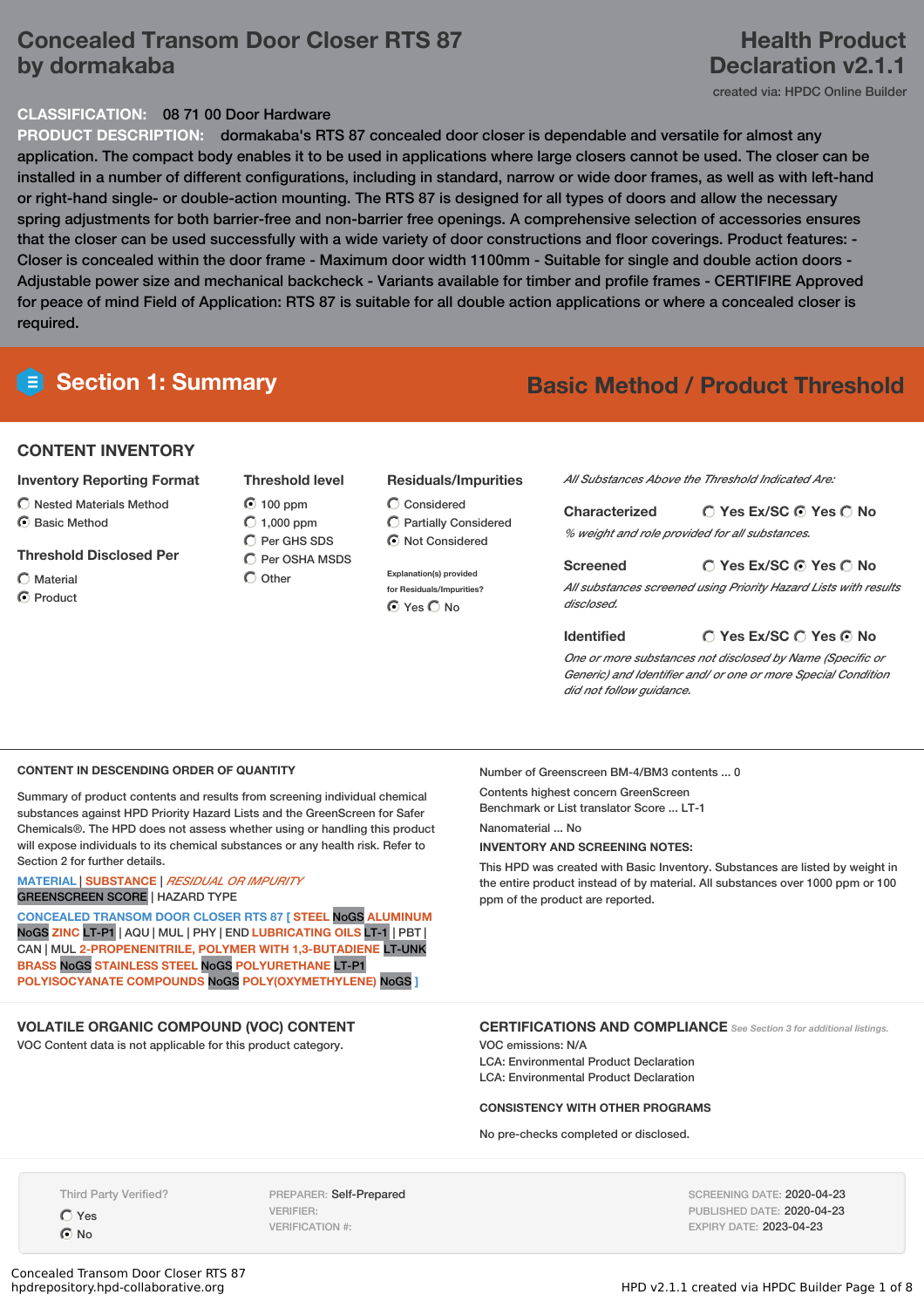# Concealed Transom Door Closer RTS 87 by dormakaba

# Health Product Declaration v2.1.1

created via: HPDC Online Builder

**CLASSIFICATION:** 08 71 00 Door Hardware

**PRODUCT DESCRIPTION:** dormakaba's RTS 87 concealed door closer is dependable and versatile for almost any application. The compact body enables it to be used in applications where large closers cannot be used. The closer can be installed in a number of different configurations, including in standard, narrow or wide door frames, as well as with left-hand or right-hand single- or double-action mounting. The RTS 87 is designed for all types of doors and allow the necessary spring adjustments for both barrier-free and non-barrier free openings. A comprehensive selection of accessories ensures that the closer can be used successfully with a wide variety of door constructions and floor coverings. Product features: - Closer is concealed within the door frame - Maximum door width 1100mm - Suitable for single and double action doors - Adjustable power size and mechanical backcheck - Variants available for timber and profile frames - CERTIFIRE Approved for peace of mind Field of Application: RTS 87 is suitable for all double action applications or where a concealed closer is required.

## Section 1: Summary

**Basic Method / Product Threshold**

### CONTENT INVENTORY

**Inventory Reporting Format**
- ○ Nested Materials Method
- ◉ Basic Method

**Threshold Disclosed Per**
- ○ Material
- ◉ Product

**Threshold level**
- ◉ 100 ppm
- ○ 1,000 ppm
- ○ Per GHS SDS
- ○ Per OSHA MSDS
- ○ Other

**Residuals/Impurities**
- ○ Considered
- ○ Partially Considered
- ◉ Not Considered

Explanation(s) provided for Residuals/Impurities?
◉ Yes ○ No

*All Substances Above the Threshold Indicated Are:*

**Characterized** ○ Yes Ex/SC ◉ Yes ○ No
*% weight and role provided for all substances.*

**Screened** ○ Yes Ex/SC ◉ Yes ○ No
*All substances screened using Priority Hazard Lists with results disclosed.*

**Identified** ○ Yes Ex/SC ○ Yes ◉ No
*One or more substances not disclosed by Name (Specific or Generic) and Identifier and/ or one or more Special Condition did not follow guidance.*

### CONTENT IN DESCENDING ORDER OF QUANTITY

Summary of product contents and results from screening individual chemical substances against HPD Priority Hazard Lists and the GreenScreen for Safer Chemicals®. The HPD does not assess whether using or handling this product will expose individuals to its chemical substances or any health risk. Refer to Section 2 for further details.

MATERIAL | SUBSTANCE | *RESIDUAL OR IMPURITY*
GREENSCREEN SCORE | HAZARD TYPE

CONCEALED TRANSOM DOOR CLOSER RTS 87 [ STEEL NoGS ALUMINUM NoGS ZINC LT-P1 | AQU | MUL | PHY | END LUBRICATING OILS LT-1 | PBT | CAN | MUL 2-PROPENENITRILE, POLYMER WITH 1,3-BUTADIENE LT-UNK BRASS NoGS STAINLESS STEEL NoGS POLYURETHANE LT-P1 POLYISOCYANATE COMPOUNDS NoGS POLY(OXYMETHYLENE) NoGS ]

Number of Greenscreen BM-4/BM3 contents ... 0

Contents highest concern GreenScreen Benchmark or List translator Score ... LT-1

Nanomaterial ... No

**INVENTORY AND SCREENING NOTES:**

This HPD was created with Basic Inventory. Substances are listed by weight in the entire product instead of by material. All substances over 1000 ppm or 100 ppm of the product are reported.

### VOLATILE ORGANIC COMPOUND (VOC) CONTENT

VOC Content data is not applicable for this product category.

### CERTIFICATIONS AND COMPLIANCE

*See Section 3 for additional listings.*

VOC emissions: N/A
LCA: Environmental Product Declaration
LCA: Environmental Product Declaration

**CONSISTENCY WITH OTHER PROGRAMS**

No pre-checks completed or disclosed.

Third Party Verified?
- ○ Yes
- ◉ No

PREPARER: Self-Prepared
VERIFIER:
VERIFICATION #:

SCREENING DATE: 2020-04-23
PUBLISHED DATE: 2020-04-23
EXPIRY DATE: 2023-04-23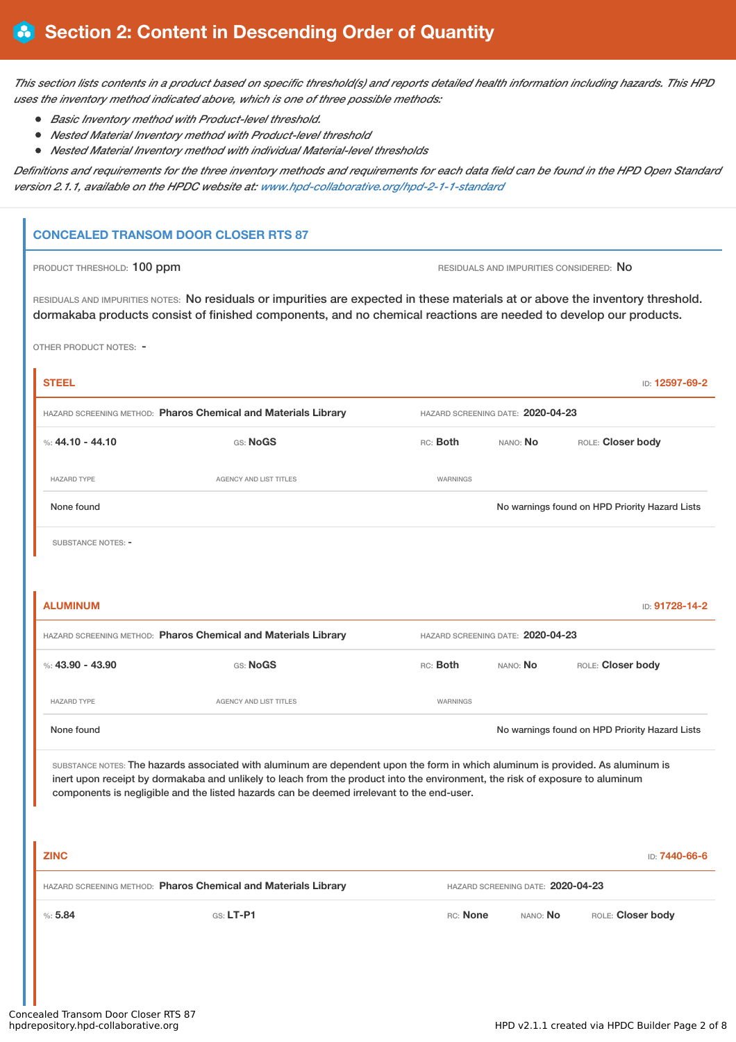# Section 2: Content in Descending Order of Quantity

*This section lists contents in a product based on specific threshold(s) and reports detailed health information including hazards. This HPD uses the inventory method indicated above, which is one of three possible methods:*

- *Basic Inventory method with Product-level threshold.*
- *Nested Material Inventory method with Product-level threshold*
- *Nested Material Inventory method with individual Material-level thresholds*

*Definitions and requirements for the three inventory methods and requirements for each data field can be found in the HPD Open Standard version 2.1.1, available on the HPDC website at: www.hpd-collaborative.org/hpd-2-1-1-standard*

## CONCEALED TRANSOM DOOR CLOSER RTS 87

PRODUCT THRESHOLD: **100 ppm**

RESIDUALS AND IMPURITIES CONSIDERED: **No**

RESIDUALS AND IMPURITIES NOTES: No residuals or impurities are expected in these materials at or above the inventory threshold. dormakaba products consist of finished components, and no chemical reactions are needed to develop our products.

OTHER PRODUCT NOTES: -

### STEEL

ID: **12597-69-2**

HAZARD SCREENING METHOD: **Pharos Chemical and Materials Library**

HAZARD SCREENING DATE: **2020-04-23**

%: **44.10 - 44.10** | GS: **NoGS** | RC: **Both** | NANO: **No** | ROLE: **Closer body**

| HAZARD TYPE | AGENCY AND LIST TITLES | WARNINGS |
|---|---|---|
| None found | | No warnings found on HPD Priority Hazard Lists |

SUBSTANCE NOTES: -

### ALUMINUM

ID: **91728-14-2**

HAZARD SCREENING METHOD: **Pharos Chemical and Materials Library**

HAZARD SCREENING DATE: **2020-04-23**

%: **43.90 - 43.90** | GS: **NoGS** | RC: **Both** | NANO: **No** | ROLE: **Closer body**

| HAZARD TYPE | AGENCY AND LIST TITLES | WARNINGS |
|---|---|---|
| None found | | No warnings found on HPD Priority Hazard Lists |

SUBSTANCE NOTES: The hazards associated with aluminum are dependent upon the form in which aluminum is provided. As aluminum is inert upon receipt by dormakaba and unlikely to leach from the product into the environment, the risk of exposure to aluminum components is negligible and the listed hazards can be deemed irrelevant to the end-user.

### ZINC

ID: **7440-66-6**

HAZARD SCREENING METHOD: **Pharos Chemical and Materials Library**

HAZARD SCREENING DATE: **2020-04-23**

%: **5.84** | GS: **LT-P1** | RC: **None** | NANO: **No** | ROLE: **Closer body**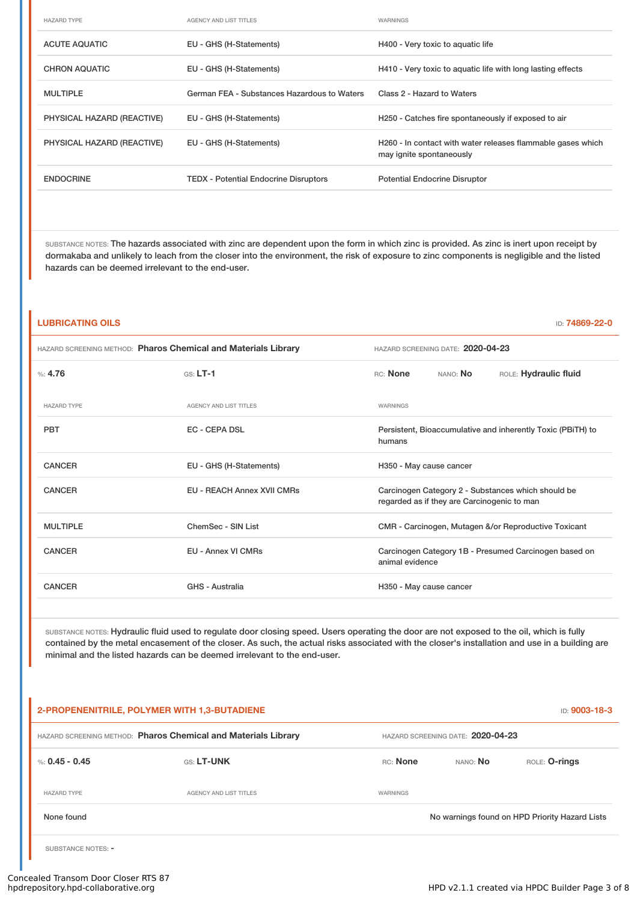| HAZARD TYPE | AGENCY AND LIST TITLES | WARNINGS |
|---|---|---|
| ACUTE AQUATIC | EU - GHS (H-Statements) | H400 - Very toxic to aquatic life |
| CHRON AQUATIC | EU - GHS (H-Statements) | H410 - Very toxic to aquatic life with long lasting effects |
| MULTIPLE | German FEA - Substances Hazardous to Waters | Class 2 - Hazard to Waters |
| PHYSICAL HAZARD (REACTIVE) | EU - GHS (H-Statements) | H250 - Catches fire spontaneously if exposed to air |
| PHYSICAL HAZARD (REACTIVE) | EU - GHS (H-Statements) | H260 - In contact with water releases flammable gases which may ignite spontaneously |
| ENDOCRINE | TEDX - Potential Endocrine Disruptors | Potential Endocrine Disruptor |

SUBSTANCE NOTES: The hazards associated with zinc are dependent upon the form in which zinc is provided. As zinc is inert upon receipt by dormakaba and unlikely to leach from the closer into the environment, the risk of exposure to zinc components is negligible and the listed hazards can be deemed irrelevant to the end-user.

## LUBRICATING OILS

ID: 74869-22-0

HAZARD SCREENING METHOD: **Pharos Chemical and Materials Library** HAZARD SCREENING DATE: **2020-04-23**

%: **4.76** GS: **LT-1** RC: **None** NANO: **No** ROLE: **Hydraulic fluid**

| HAZARD TYPE | AGENCY AND LIST TITLES | WARNINGS |
|---|---|---|
| PBT | EC - CEPA DSL | Persistent, Bioaccumulative and inherently Toxic (PBiTH) to humans |
| CANCER | EU - GHS (H-Statements) | H350 - May cause cancer |
| CANCER | EU - REACH Annex XVII CMRs | Carcinogen Category 2 - Substances which should be regarded as if they are Carcinogenic to man |
| MULTIPLE | ChemSec - SIN List | CMR - Carcinogen, Mutagen &/or Reproductive Toxicant |
| CANCER | EU - Annex VI CMRs | Carcinogen Category 1B - Presumed Carcinogen based on animal evidence |
| CANCER | GHS - Australia | H350 - May cause cancer |

SUBSTANCE NOTES: Hydraulic fluid used to regulate door closing speed. Users operating the door are not exposed to the oil, which is fully contained by the metal encasement of the closer. As such, the actual risks associated with the closer's installation and use in a building are minimal and the listed hazards can be deemed irrelevant to the end-user.

## 2-PROPENENITRILE, POLYMER WITH 1,3-BUTADIENE

ID: 9003-18-3

HAZARD SCREENING METHOD: **Pharos Chemical and Materials Library** HAZARD SCREENING DATE: **2020-04-23**

%: **0.45 - 0.45** GS: **LT-UNK** RC: **None** NANO: **No** ROLE: **O-rings**

| HAZARD TYPE | AGENCY AND LIST TITLES | WARNINGS |
|---|---|---|
| None found | | No warnings found on HPD Priority Hazard Lists |

SUBSTANCE NOTES: -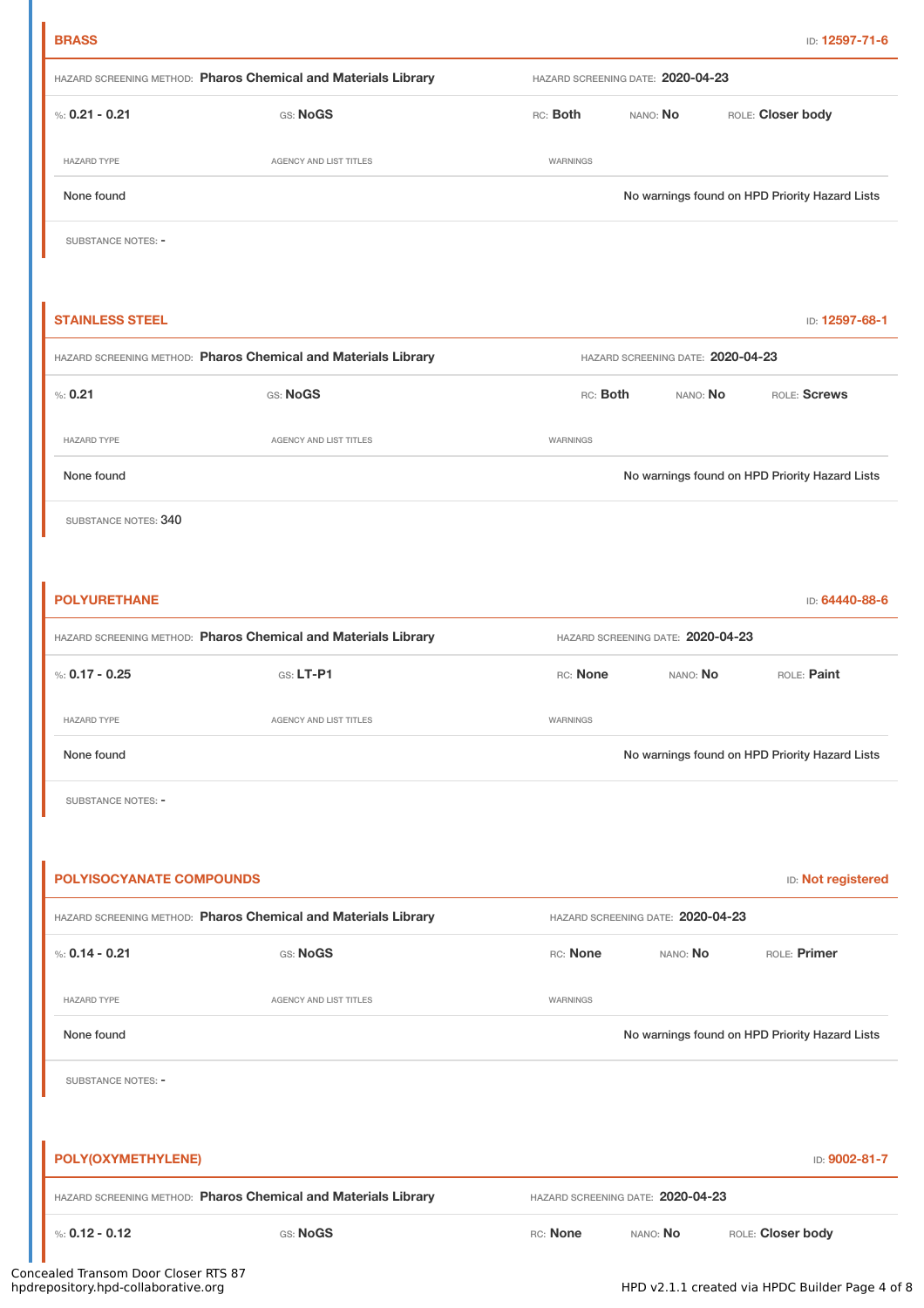## BRASS

ID: **12597-71-6**

HAZARD SCREENING METHOD: **Pharos Chemical and Materials Library** HAZARD SCREENING DATE: **2020-04-23**

%: **0.21 - 0.21** GS: **NoGS** RC: **Both** NANO: **No** ROLE: **Closer body**

| HAZARD TYPE | AGENCY AND LIST TITLES | WARNINGS |
|---|---|---|
| None found | | No warnings found on HPD Priority Hazard Lists |

SUBSTANCE NOTES: -

## STAINLESS STEEL

ID: **12597-68-1**

HAZARD SCREENING METHOD: **Pharos Chemical and Materials Library** HAZARD SCREENING DATE: **2020-04-23**

%: **0.21** GS: **NoGS** RC: **Both** NANO: **No** ROLE: **Screws**

| HAZARD TYPE | AGENCY AND LIST TITLES | WARNINGS |
|---|---|---|
| None found | | No warnings found on HPD Priority Hazard Lists |

SUBSTANCE NOTES: 340

## POLYURETHANE

ID: **64440-88-6**

HAZARD SCREENING METHOD: **Pharos Chemical and Materials Library** HAZARD SCREENING DATE: **2020-04-23**

%: **0.17 - 0.25** GS: **LT-P1** RC: **None** NANO: **No** ROLE: **Paint**

| HAZARD TYPE | AGENCY AND LIST TITLES | WARNINGS |
|---|---|---|
| None found | | No warnings found on HPD Priority Hazard Lists |

SUBSTANCE NOTES: -

## POLYISOCYANATE COMPOUNDS

ID: **Not registered**

HAZARD SCREENING METHOD: **Pharos Chemical and Materials Library** HAZARD SCREENING DATE: **2020-04-23**

%: **0.14 - 0.21** GS: **NoGS** RC: **None** NANO: **No** ROLE: **Primer**

| HAZARD TYPE | AGENCY AND LIST TITLES | WARNINGS |
|---|---|---|
| None found | | No warnings found on HPD Priority Hazard Lists |

SUBSTANCE NOTES: -

## POLY(OXYMETHYLENE)

ID: **9002-81-7**

HAZARD SCREENING METHOD: **Pharos Chemical and Materials Library** HAZARD SCREENING DATE: **2020-04-23**

%: **0.12 - 0.12** GS: **NoGS** RC: **None** NANO: **No** ROLE: **Closer body**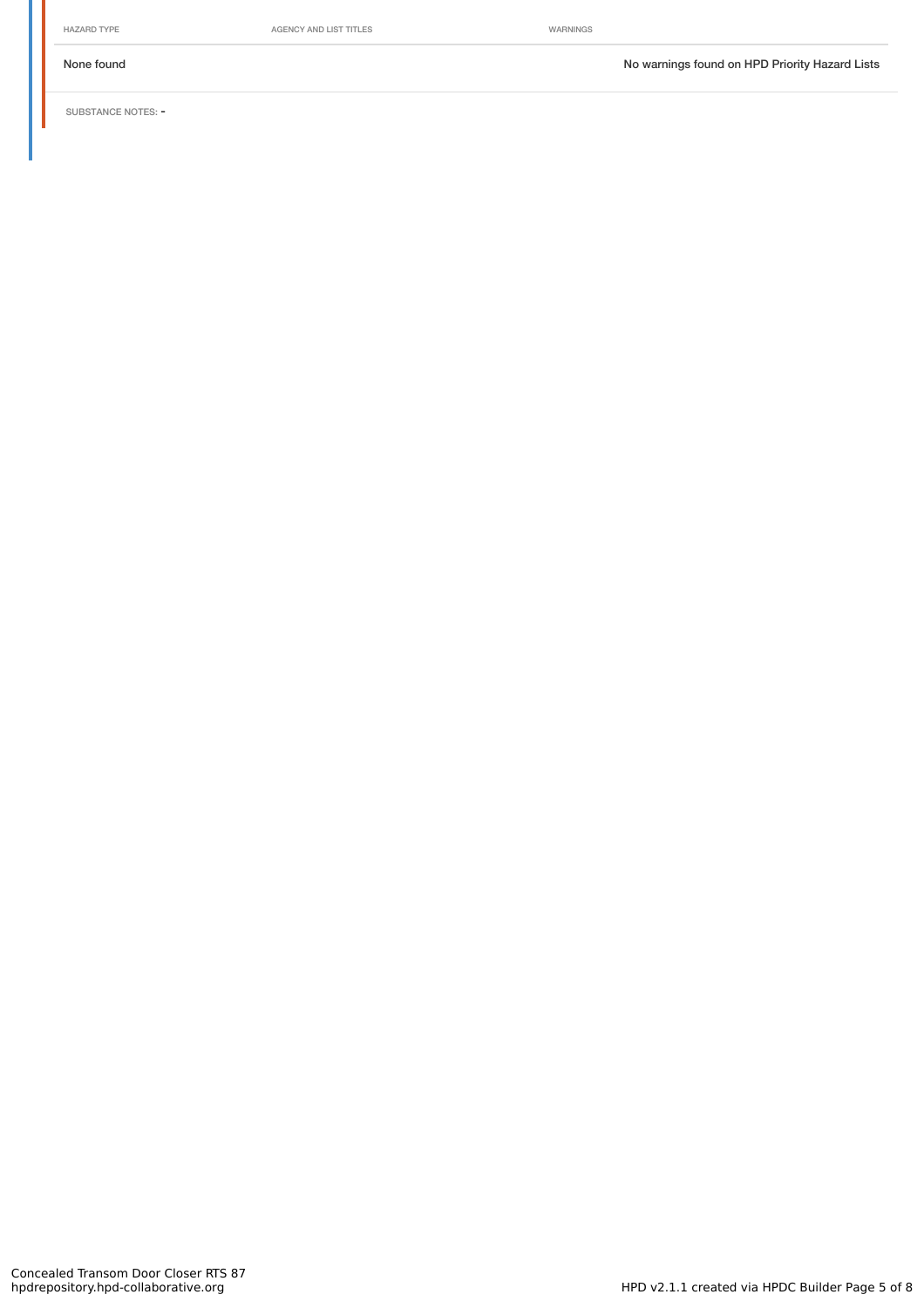| HAZARD TYPE | AGENCY AND LIST TITLES | WARNINGS |
|---|---|---|
| None found | | No warnings found on HPD Priority Hazard Lists |

SUBSTANCE NOTES: -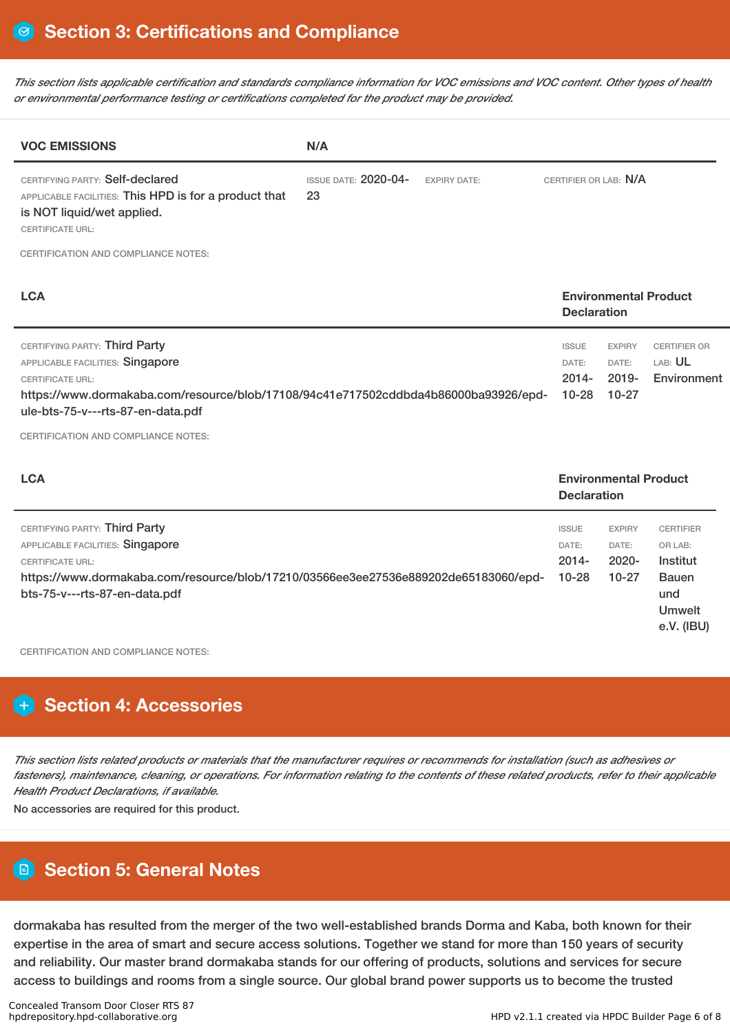## Section 3: Certifications and Compliance

*This section lists applicable certification and standards compliance information for VOC emissions and VOC content. Other types of health or environmental performance testing or certifications completed for the product may be provided.*

| **VOC EMISSIONS** | **N/A** | | |
|---|---|---|---|
| CERTIFYING PARTY: Self-declared<br>APPLICABLE FACILITIES: This HPD is for a product that is NOT liquid/wet applied.<br>CERTIFICATE URL: | ISSUE DATE: 2020-04-23 | EXPIRY DATE: | CERTIFIER OR LAB: N/A |

CERTIFICATION AND COMPLIANCE NOTES:

| **LCA** | **Environmental Product Declaration** | | |
|---|---|---|---|
| CERTIFYING PARTY: Third Party<br>APPLICABLE FACILITIES: Singapore<br>CERTIFICATE URL:<br>https://www.dormakaba.com/resource/blob/17108/94c41e717502cddbda4b86000ba93926/epd-ule-bts-75-v---rts-87-en-data.pdf | ISSUE DATE: 2014-10-28 | EXPIRY DATE: 2019-10-27 | CERTIFIER OR LAB: UL Environment |

CERTIFICATION AND COMPLIANCE NOTES:

| **LCA** | **Environmental Product Declaration** | | |
|---|---|---|---|
| CERTIFYING PARTY: Third Party<br>APPLICABLE FACILITIES: Singapore<br>CERTIFICATE URL:<br>https://www.dormakaba.com/resource/blob/17210/03566ee3ee27536e889202de65183060/epd-bts-75-v---rts-87-en-data.pdf | ISSUE DATE: 2014-10-28 | EXPIRY DATE: 2020-10-27 | CERTIFIER OR LAB: Institut Bauen und Umwelt e.V. (IBU) |

CERTIFICATION AND COMPLIANCE NOTES:

## Section 4: Accessories

*This section lists related products or materials that the manufacturer requires or recommends for installation (such as adhesives or fasteners), maintenance, cleaning, or operations. For information relating to the contents of these related products, refer to their applicable Health Product Declarations, if available.*

No accessories are required for this product.

## Section 5: General Notes

dormakaba has resulted from the merger of the two well-established brands Dorma and Kaba, both known for their expertise in the area of smart and secure access solutions. Together we stand for more than 150 years of security and reliability. Our master brand dormakaba stands for our offering of products, solutions and services for secure access to buildings and rooms from a single source. Our global brand power supports us to become the trusted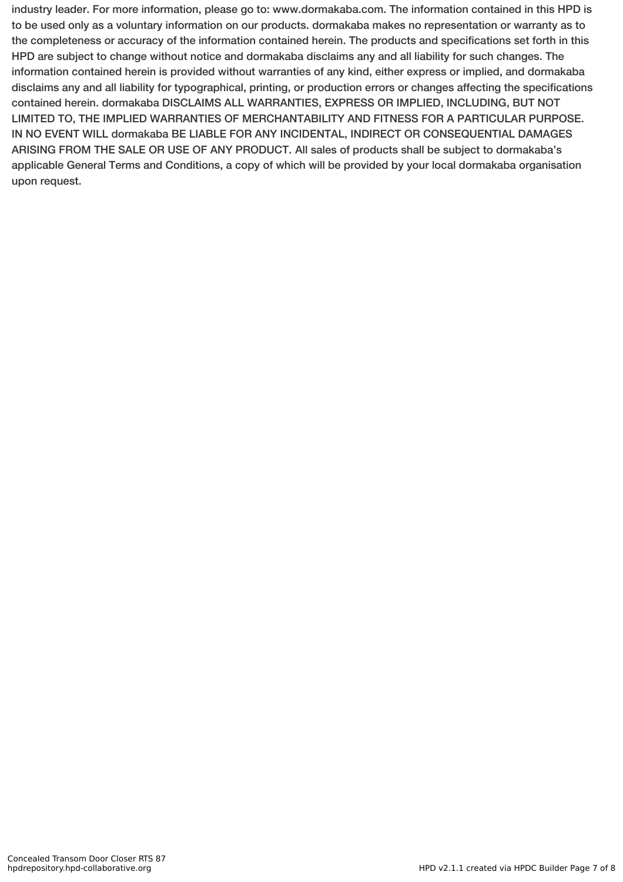industry leader. For more information, please go to: www.dormakaba.com. The information contained in this HPD is to be used only as a voluntary information on our products. dormakaba makes no representation or warranty as to the completeness or accuracy of the information contained herein. The products and specifications set forth in this HPD are subject to change without notice and dormakaba disclaims any and all liability for such changes. The information contained herein is provided without warranties of any kind, either express or implied, and dormakaba disclaims any and all liability for typographical, printing, or production errors or changes affecting the specifications contained herein. dormakaba DISCLAIMS ALL WARRANTIES, EXPRESS OR IMPLIED, INCLUDING, BUT NOT LIMITED TO, THE IMPLIED WARRANTIES OF MERCHANTABILITY AND FITNESS FOR A PARTICULAR PURPOSE. IN NO EVENT WILL dormakaba BE LIABLE FOR ANY INCIDENTAL, INDIRECT OR CONSEQUENTIAL DAMAGES ARISING FROM THE SALE OR USE OF ANY PRODUCT. All sales of products shall be subject to dormakaba's applicable General Terms and Conditions, a copy of which will be provided by your local dormakaba organisation upon request.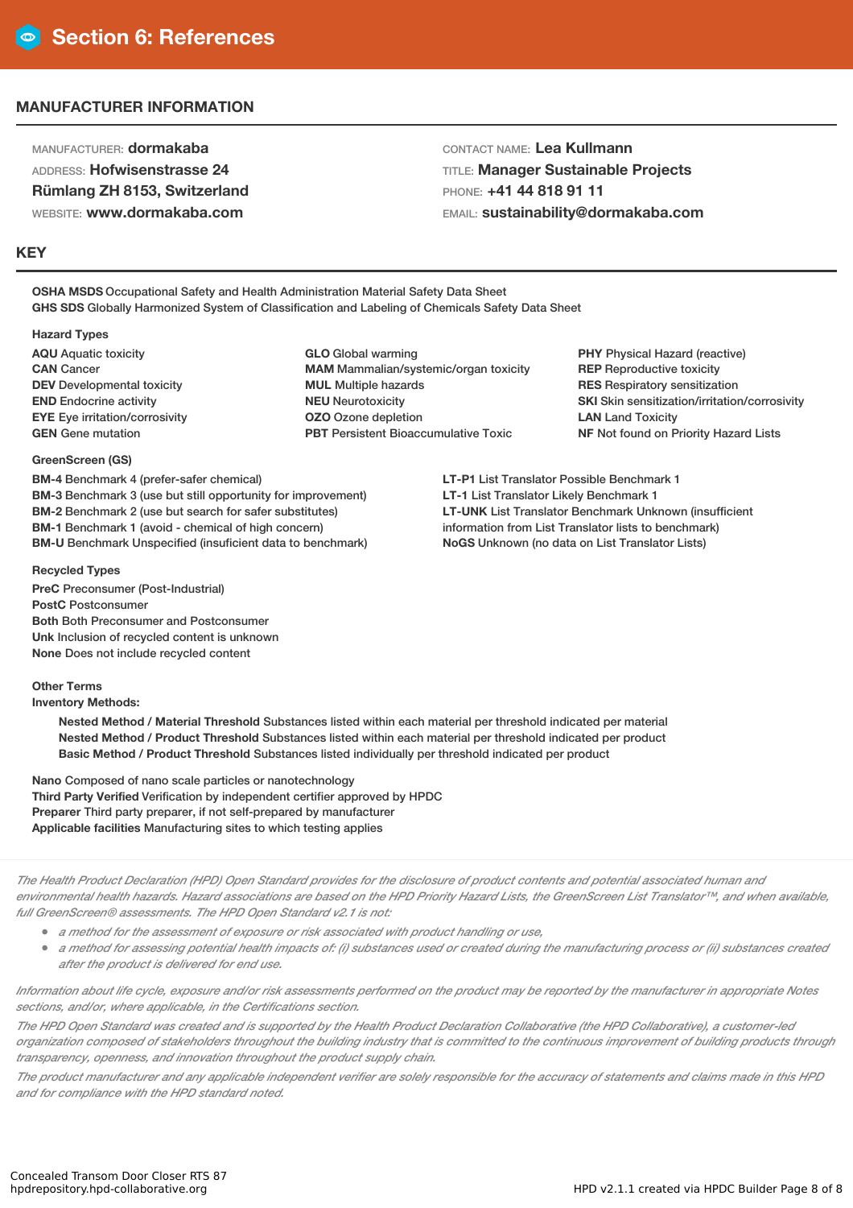# Section 6: References

## MANUFACTURER INFORMATION

MANUFACTURER: **dormakaba**
ADDRESS: **Hofwisenstrasse 24**
**Rümlang ZH 8153, Switzerland**
WEBSITE: **www.dormakaba.com**

CONTACT NAME: **Lea Kullmann**
TITLE: **Manager Sustainable Projects**
PHONE: **+41 44 818 91 11**
EMAIL: **sustainability@dormakaba.com**

## KEY

**OSHA MSDS** Occupational Safety and Health Administration Material Safety Data Sheet
**GHS SDS** Globally Harmonized System of Classification and Labeling of Chemicals Safety Data Sheet

**Hazard Types**

**AQU** Aquatic toxicity
**CAN** Cancer
**DEV** Developmental toxicity
**END** Endocrine activity
**EYE** Eye irritation/corrosivity
**GEN** Gene mutation
**GLO** Global warming
**MAM** Mammalian/systemic/organ toxicity
**MUL** Multiple hazards
**NEU** Neurotoxicity
**OZO** Ozone depletion
**PBT** Persistent Bioaccumulative Toxic
**PHY** Physical Hazard (reactive)
**REP** Reproductive toxicity
**RES** Respiratory sensitization
**SKI** Skin sensitization/irritation/corrosivity
**LAN** Land Toxicity
**NF** Not found on Priority Hazard Lists

**GreenScreen (GS)**

**BM-4** Benchmark 4 (prefer-safer chemical)
**BM-3** Benchmark 3 (use but still opportunity for improvement)
**BM-2** Benchmark 2 (use but search for safer substitutes)
**BM-1** Benchmark 1 (avoid - chemical of high concern)
**BM-U** Benchmark Unspecified (insuficient data to benchmark)
**LT-P1** List Translator Possible Benchmark 1
**LT-1** List Translator Likely Benchmark 1
**LT-UNK** List Translator Benchmark Unknown (insufficient information from List Translator lists to benchmark)
**NoGS** Unknown (no data on List Translator Lists)

**Recycled Types**

**PreC** Preconsumer (Post-Industrial)
**PostC** Postconsumer
**Both** Both Preconsumer and Postconsumer
**Unk** Inclusion of recycled content is unknown
**None** Does not include recycled content

**Other Terms**
**Inventory Methods:**

**Nested Method / Material Threshold** Substances listed within each material per threshold indicated per material
**Nested Method / Product Threshold** Substances listed within each material per threshold indicated per product
**Basic Method / Product Threshold** Substances listed individually per threshold indicated per product

**Nano** Composed of nano scale particles or nanotechnology
**Third Party Verified** Verification by independent certifier approved by HPDC
**Preparer** Third party preparer, if not self-prepared by manufacturer
**Applicable facilities** Manufacturing sites to which testing applies

*The Health Product Declaration (HPD) Open Standard provides for the disclosure of product contents and potential associated human and environmental health hazards. Hazard associations are based on the HPD Priority Hazard Lists, the GreenScreen List Translator™, and when available, full GreenScreen® assessments. The HPD Open Standard v2.1 is not:*

- *a method for the assessment of exposure or risk associated with product handling or use,*
- *a method for assessing potential health impacts of: (i) substances used or created during the manufacturing process or (ii) substances created after the product is delivered for end use.*

*Information about life cycle, exposure and/or risk assessments performed on the product may be reported by the manufacturer in appropriate Notes sections, and/or, where applicable, in the Certifications section.*

*The HPD Open Standard was created and is supported by the Health Product Declaration Collaborative (the HPD Collaborative), a customer-led organization composed of stakeholders throughout the building industry that is committed to the continuous improvement of building products through transparency, openness, and innovation throughout the product supply chain.*

*The product manufacturer and any applicable independent verifier are solely responsible for the accuracy of statements and claims made in this HPD and for compliance with the HPD standard noted.*